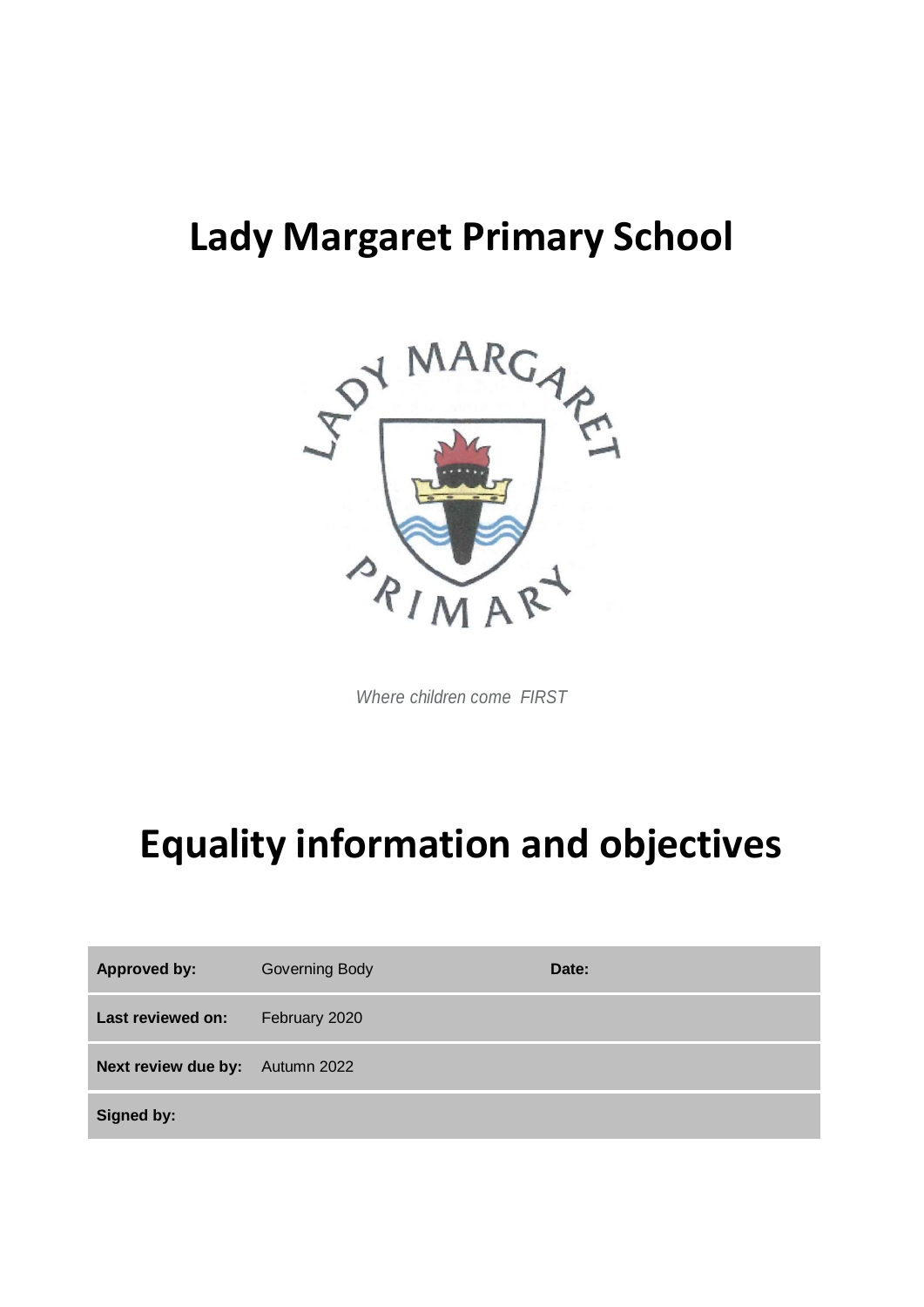# Lady Margaret Primary School

*Where children come FIRST*

# Equality information and objectives

| | | | |
|---|---|---|---|
| **Approved by:** | Governing Body | **Date:** | |
| **Last reviewed on:** | February 2020 | | |
| **Next review due by:** | Autumn 2022 | | |
| **Signed by:** | | | |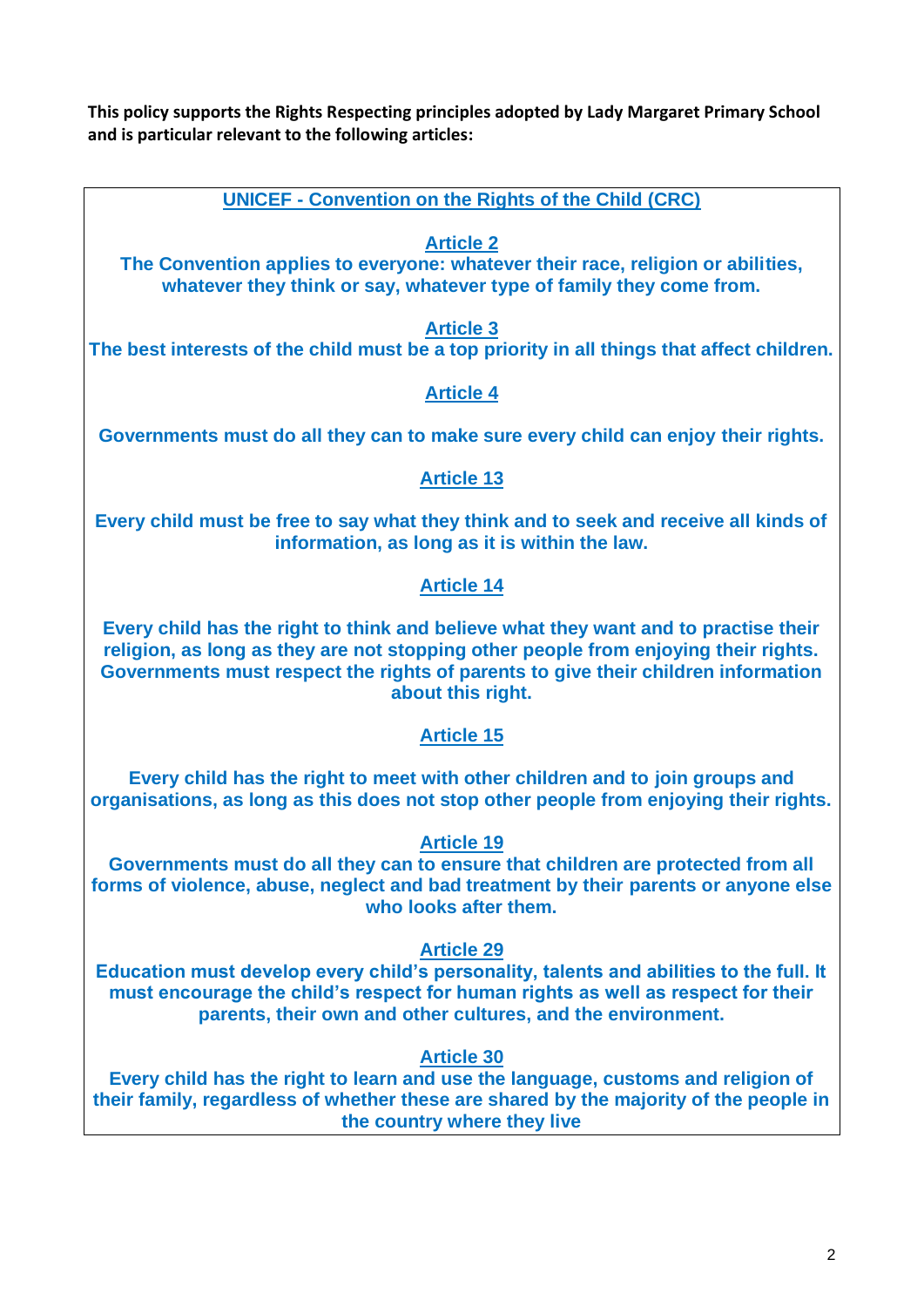**This policy supports the Rights Respecting principles adopted by Lady Margaret Primary School and is particular relevant to the following articles:**

## UNICEF - Convention on the Rights of the Child (CRC)

### Article 2

**The Convention applies to everyone: whatever their race, religion or abilities, whatever they think or say, whatever type of family they come from.**

### Article 3

**The best interests of the child must be a top priority in all things that affect children.**

### Article 4

**Governments must do all they can to make sure every child can enjoy their rights.**

### Article 13

**Every child must be free to say what they think and to seek and receive all kinds of information, as long as it is within the law.**

### Article 14

**Every child has the right to think and believe what they want and to practise their religion, as long as they are not stopping other people from enjoying their rights. Governments must respect the rights of parents to give their children information about this right.**

### Article 15

**Every child has the right to meet with other children and to join groups and organisations, as long as this does not stop other people from enjoying their rights.**

### Article 19

**Governments must do all they can to ensure that children are protected from all forms of violence, abuse, neglect and bad treatment by their parents or anyone else who looks after them.**

### Article 29

**Education must develop every child's personality, talents and abilities to the full. It must encourage the child's respect for human rights as well as respect for their parents, their own and other cultures, and the environment.**

### Article 30

**Every child has the right to learn and use the language, customs and religion of their family, regardless of whether these are shared by the majority of the people in the country where they live**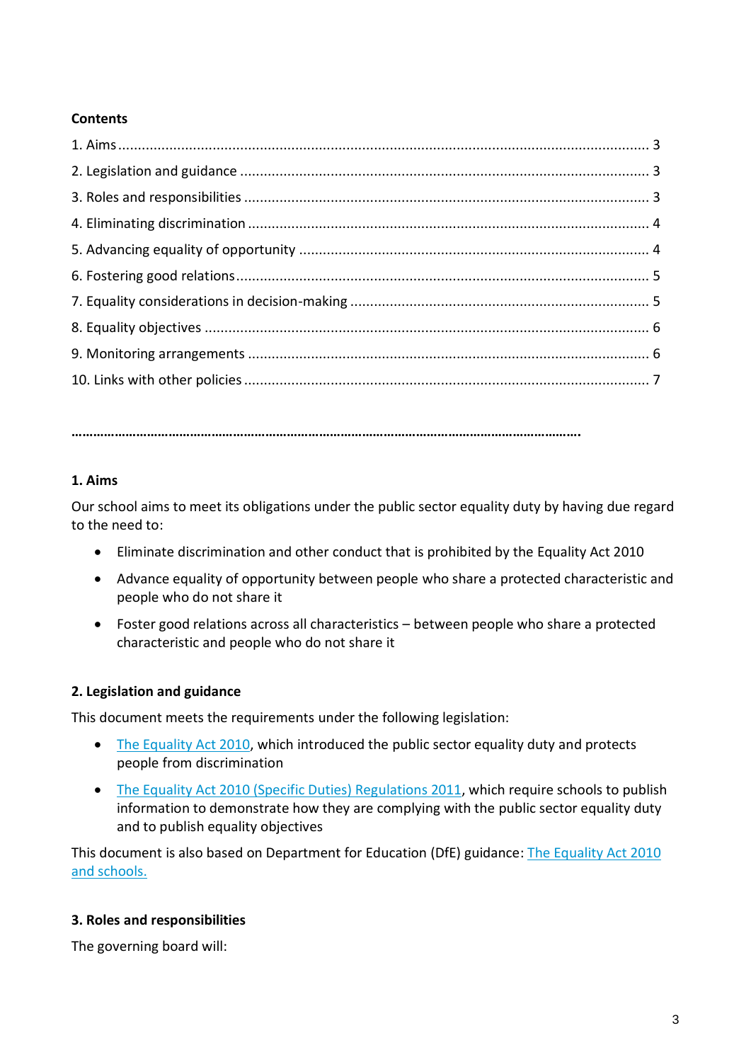**Contents**

1. Aims ........................................................................................................................ 3
2. Legislation and guidance ....................................................................................... 3
3. Roles and responsibilities ..................................................................................... 3
4. Eliminating discrimination ..................................................................................... 4
5. Advancing equality of opportunity ........................................................................ 4
6. Fostering good relations ........................................................................................ 5
7. Equality considerations in decision-making .......................................................... 5
8. Equality objectives ................................................................................................ 6
9. Monitoring arrangements ..................................................................................... 6
10. Links with other policies ...................................................................................... 7

…………………………………………………………………………………………………………………………….

## 1. Aims

Our school aims to meet its obligations under the public sector equality duty by having due regard to the need to:

- Eliminate discrimination and other conduct that is prohibited by the Equality Act 2010
- Advance equality of opportunity between people who share a protected characteristic and people who do not share it
- Foster good relations across all characteristics – between people who share a protected characteristic and people who do not share it

## 2. Legislation and guidance

This document meets the requirements under the following legislation:

- The Equality Act 2010, which introduced the public sector equality duty and protects people from discrimination
- The Equality Act 2010 (Specific Duties) Regulations 2011, which require schools to publish information to demonstrate how they are complying with the public sector equality duty and to publish equality objectives

This document is also based on Department for Education (DfE) guidance: The Equality Act 2010 and schools.

## 3. Roles and responsibilities

The governing board will: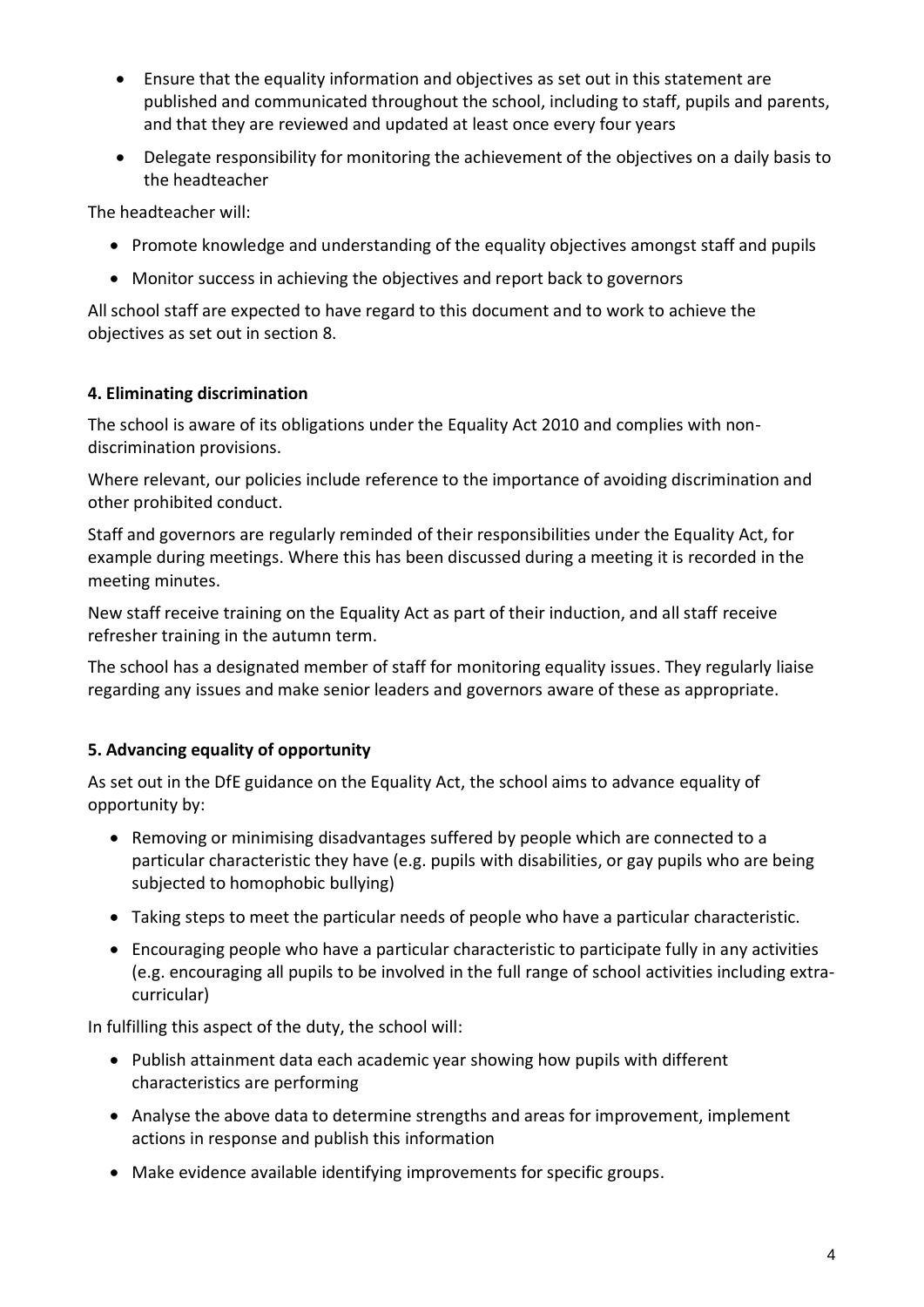- Ensure that the equality information and objectives as set out in this statement are published and communicated throughout the school, including to staff, pupils and parents, and that they are reviewed and updated at least once every four years
- Delegate responsibility for monitoring the achievement of the objectives on a daily basis to the headteacher

The headteacher will:

- Promote knowledge and understanding of the equality objectives amongst staff and pupils
- Monitor success in achieving the objectives and report back to governors

All school staff are expected to have regard to this document and to work to achieve the objectives as set out in section 8.

**4. Eliminating discrimination**

The school is aware of its obligations under the Equality Act 2010 and complies with non-discrimination provisions.

Where relevant, our policies include reference to the importance of avoiding discrimination and other prohibited conduct.

Staff and governors are regularly reminded of their responsibilities under the Equality Act, for example during meetings. Where this has been discussed during a meeting it is recorded in the meeting minutes.

New staff receive training on the Equality Act as part of their induction, and all staff receive refresher training in the autumn term.

The school has a designated member of staff for monitoring equality issues. They regularly liaise regarding any issues and make senior leaders and governors aware of these as appropriate.

**5. Advancing equality of opportunity**

As set out in the DfE guidance on the Equality Act, the school aims to advance equality of opportunity by:

- Removing or minimising disadvantages suffered by people which are connected to a particular characteristic they have (e.g. pupils with disabilities, or gay pupils who are being subjected to homophobic bullying)
- Taking steps to meet the particular needs of people who have a particular characteristic.
- Encouraging people who have a particular characteristic to participate fully in any activities (e.g. encouraging all pupils to be involved in the full range of school activities including extra-curricular)

In fulfilling this aspect of the duty, the school will:

- Publish attainment data each academic year showing how pupils with different characteristics are performing
- Analyse the above data to determine strengths and areas for improvement, implement actions in response and publish this information
- Make evidence available identifying improvements for specific groups.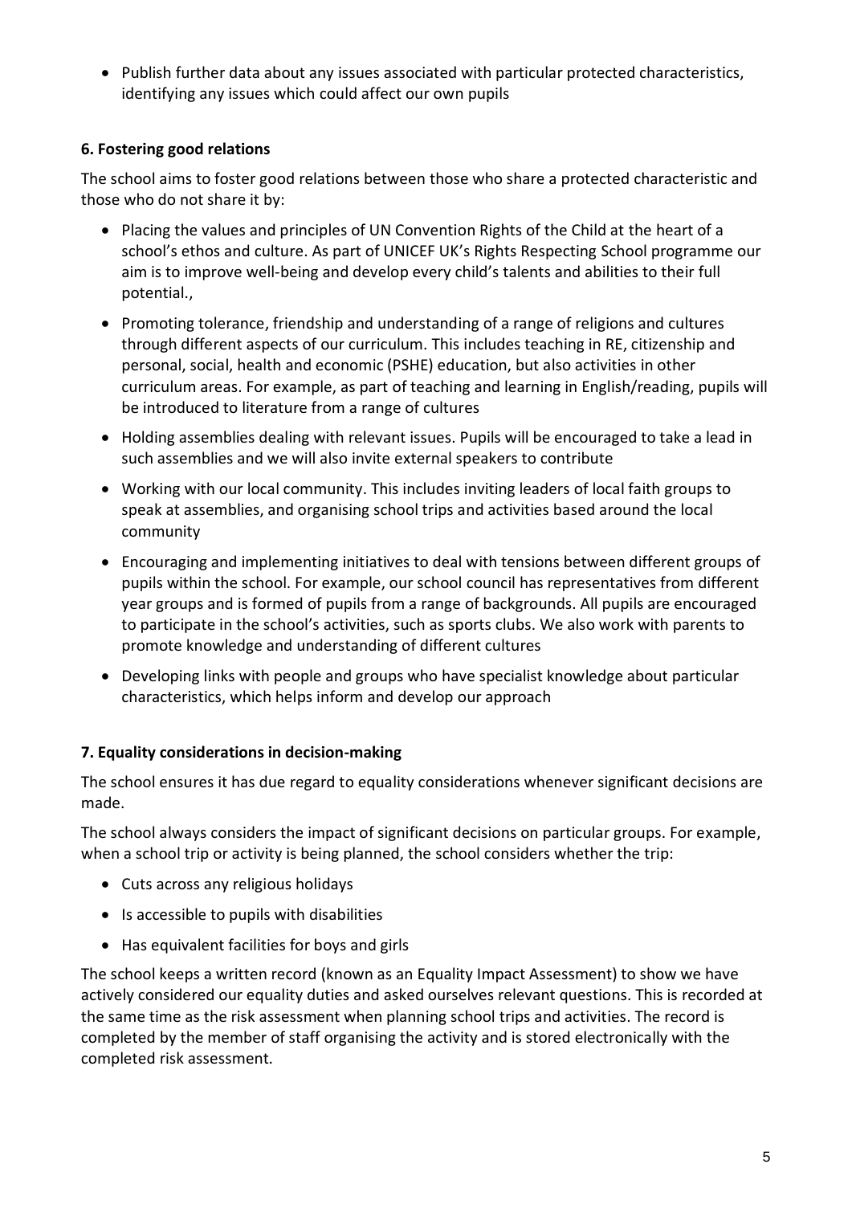- Publish further data about any issues associated with particular protected characteristics, identifying any issues which could affect our own pupils

### 6. Fostering good relations

The school aims to foster good relations between those who share a protected characteristic and those who do not share it by:

- Placing the values and principles of UN Convention Rights of the Child at the heart of a school's ethos and culture. As part of UNICEF UK's Rights Respecting School programme our aim is to improve well-being and develop every child's talents and abilities to their full potential.,
- Promoting tolerance, friendship and understanding of a range of religions and cultures through different aspects of our curriculum. This includes teaching in RE, citizenship and personal, social, health and economic (PSHE) education, but also activities in other curriculum areas. For example, as part of teaching and learning in English/reading, pupils will be introduced to literature from a range of cultures
- Holding assemblies dealing with relevant issues. Pupils will be encouraged to take a lead in such assemblies and we will also invite external speakers to contribute
- Working with our local community. This includes inviting leaders of local faith groups to speak at assemblies, and organising school trips and activities based around the local community
- Encouraging and implementing initiatives to deal with tensions between different groups of pupils within the school. For example, our school council has representatives from different year groups and is formed of pupils from a range of backgrounds. All pupils are encouraged to participate in the school's activities, such as sports clubs. We also work with parents to promote knowledge and understanding of different cultures
- Developing links with people and groups who have specialist knowledge about particular characteristics, which helps inform and develop our approach

### 7. Equality considerations in decision-making

The school ensures it has due regard to equality considerations whenever significant decisions are made.

The school always considers the impact of significant decisions on particular groups. For example, when a school trip or activity is being planned, the school considers whether the trip:

- Cuts across any religious holidays
- Is accessible to pupils with disabilities
- Has equivalent facilities for boys and girls

The school keeps a written record (known as an Equality Impact Assessment) to show we have actively considered our equality duties and asked ourselves relevant questions. This is recorded at the same time as the risk assessment when planning school trips and activities. The record is completed by the member of staff organising the activity and is stored electronically with the completed risk assessment.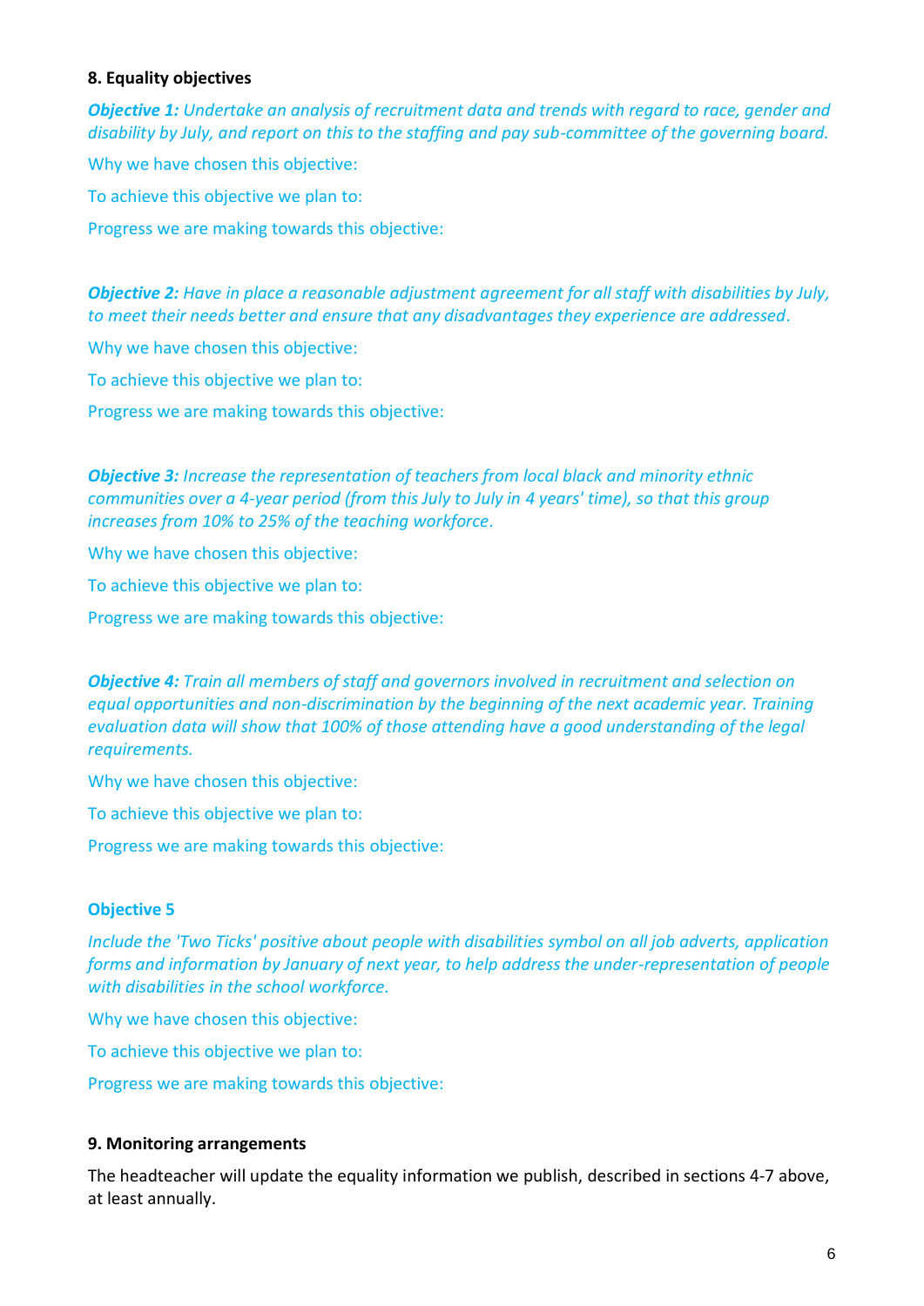## 8. Equality objectives

***Objective 1:*** *Undertake an analysis of recruitment data and trends with regard to race, gender and disability by July, and report on this to the staffing and pay sub-committee of the governing board.*

Why we have chosen this objective:

To achieve this objective we plan to:

Progress we are making towards this objective:

***Objective 2:*** *Have in place a reasonable adjustment agreement for all staff with disabilities by July, to meet their needs better and ensure that any disadvantages they experience are addressed.*

Why we have chosen this objective:

To achieve this objective we plan to:

Progress we are making towards this objective:

***Objective 3:*** *Increase the representation of teachers from local black and minority ethnic communities over a 4-year period (from this July to July in 4 years' time), so that this group increases from 10% to 25% of the teaching workforce.*

Why we have chosen this objective:

To achieve this objective we plan to:

Progress we are making towards this objective:

***Objective 4:*** *Train all members of staff and governors involved in recruitment and selection on equal opportunities and non-discrimination by the beginning of the next academic year. Training evaluation data will show that 100% of those attending have a good understanding of the legal requirements.*

Why we have chosen this objective:

To achieve this objective we plan to:

Progress we are making towards this objective:

**Objective 5**

*Include the 'Two Ticks' positive about people with disabilities symbol on all job adverts, application forms and information by January of next year, to help address the under-representation of people with disabilities in the school workforce.*

Why we have chosen this objective:

To achieve this objective we plan to:

Progress we are making towards this objective:

## 9. Monitoring arrangements

The headteacher will update the equality information we publish, described in sections 4-7 above, at least annually.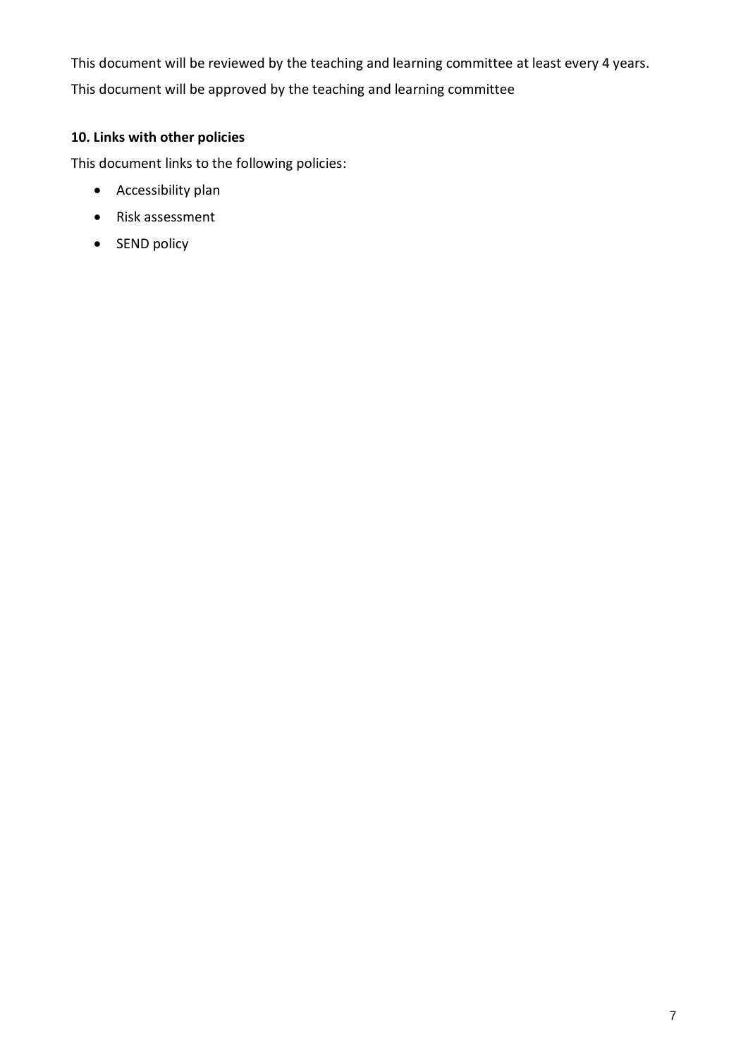This document will be reviewed by the teaching and learning committee at least every 4 years.

This document will be approved by the teaching and learning committee

**10. Links with other policies**

This document links to the following policies:

- Accessibility plan
- Risk assessment
- SEND policy